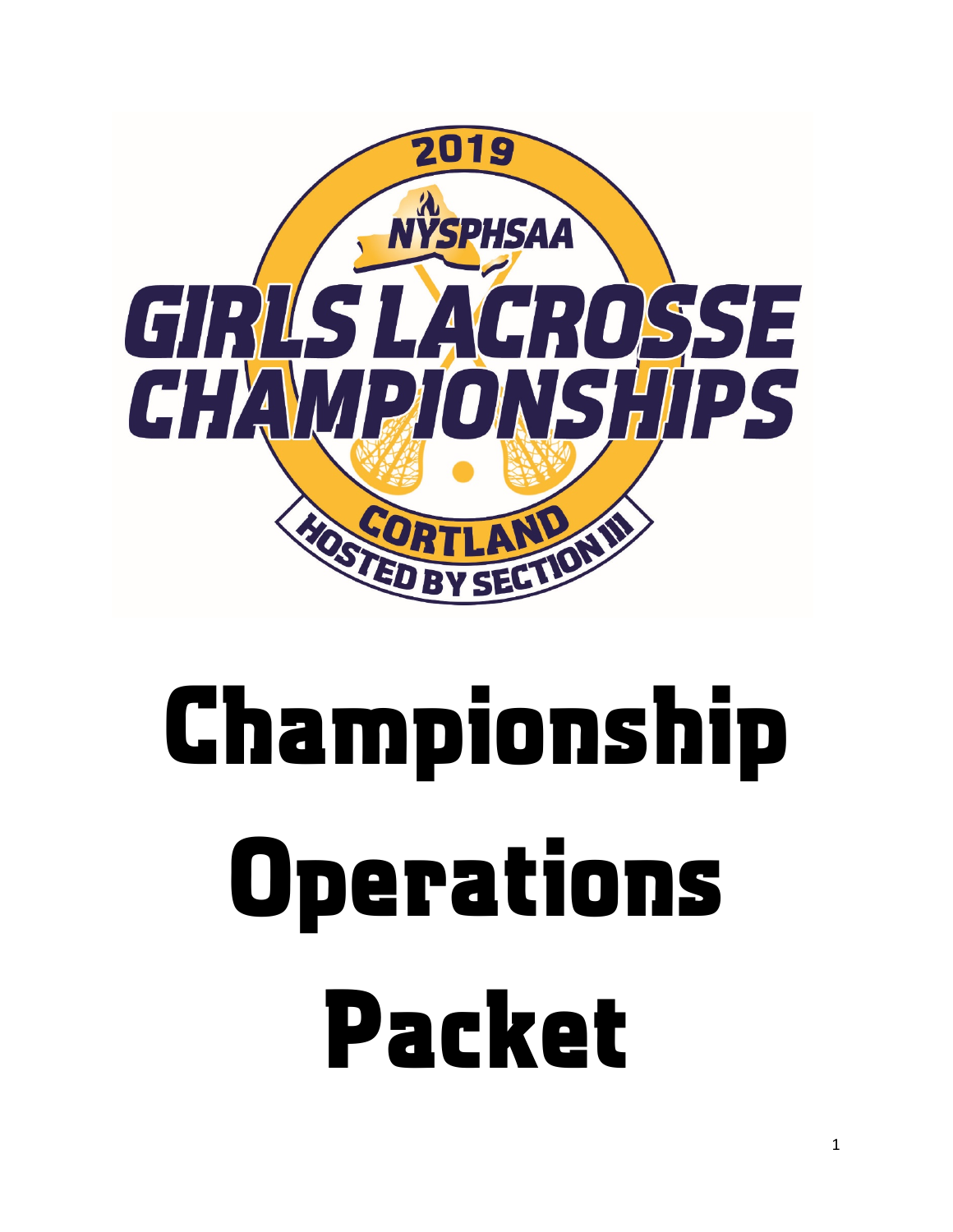2019

NYSPHSAA

GIRLS LACROSSE CHAMPIONSHIPS

CORTLAND

HOSTED BY SECTION III

# Championship Operations Packet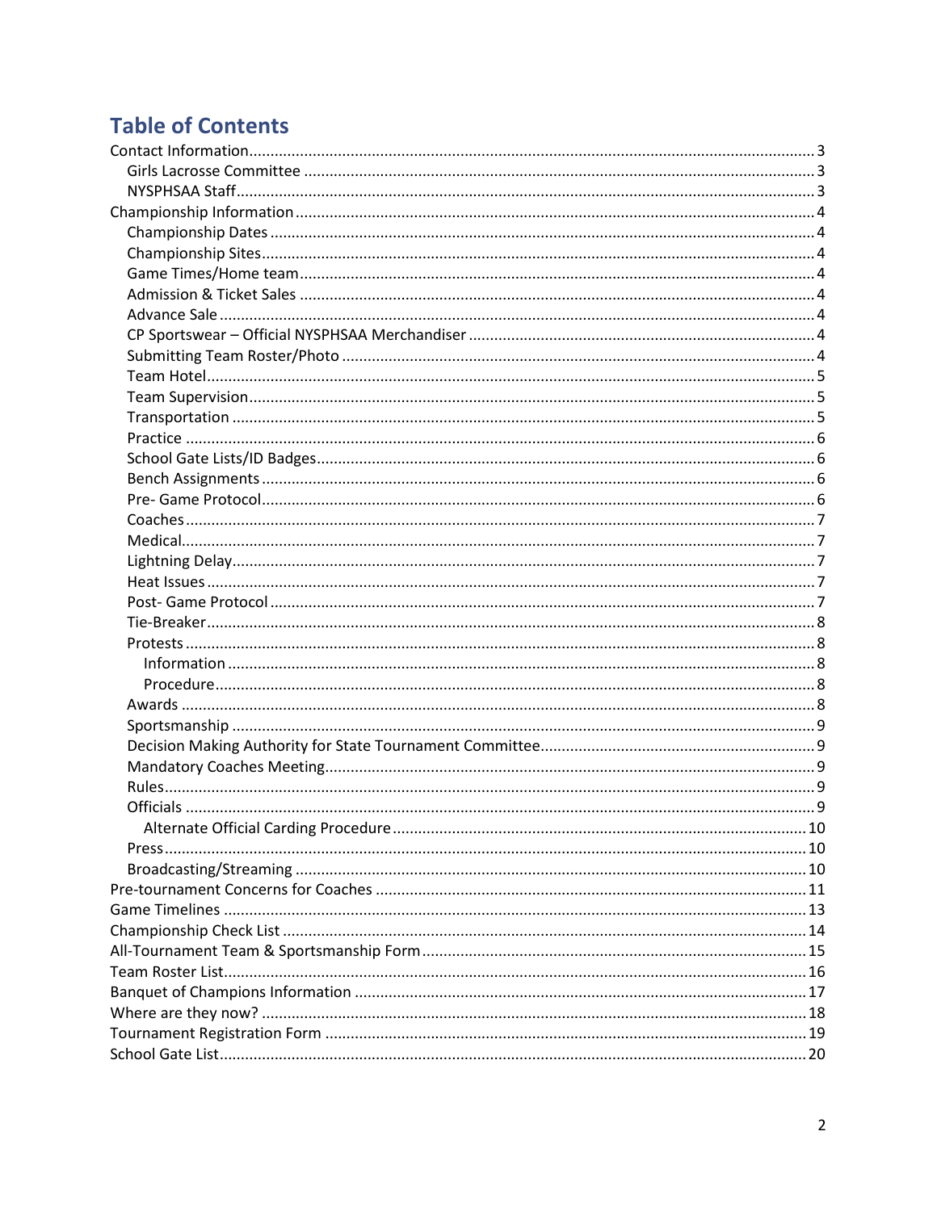# Table of Contents

- Contact Information ... 3
  - Girls Lacrosse Committee ... 3
  - NYSPHSAA Staff ... 3
- Championship Information ... 4
  - Championship Dates ... 4
  - Championship Sites ... 4
  - Game Times/Home team ... 4
  - Admission & Ticket Sales ... 4
  - Advance Sale ... 4
  - CP Sportswear – Official NYSPHSAA Merchandiser ... 4
  - Submitting Team Roster/Photo ... 4
  - Team Hotel ... 5
  - Team Supervision ... 5
  - Transportation ... 5
  - Practice ... 6
  - School Gate Lists/ID Badges ... 6
  - Bench Assignments ... 6
  - Pre- Game Protocol ... 6
  - Coaches ... 7
  - Medical ... 7
  - Lightning Delay ... 7
  - Heat Issues ... 7
  - Post- Game Protocol ... 7
  - Tie-Breaker ... 8
  - Protests ... 8
    - Information ... 8
    - Procedure ... 8
  - Awards ... 8
  - Sportsmanship ... 9
  - Decision Making Authority for State Tournament Committee ... 9
  - Mandatory Coaches Meeting ... 9
  - Rules ... 9
  - Officials ... 9
    - Alternate Official Carding Procedure ... 10
  - Press ... 10
  - Broadcasting/Streaming ... 10
- Pre-tournament Concerns for Coaches ... 11
- Game Timelines ... 13
- Championship Check List ... 14
- All-Tournament Team & Sportsmanship Form ... 15
- Team Roster List ... 16
- Banquet of Champions Information ... 17
- Where are they now? ... 18
- Tournament Registration Form ... 19
- School Gate List ... 20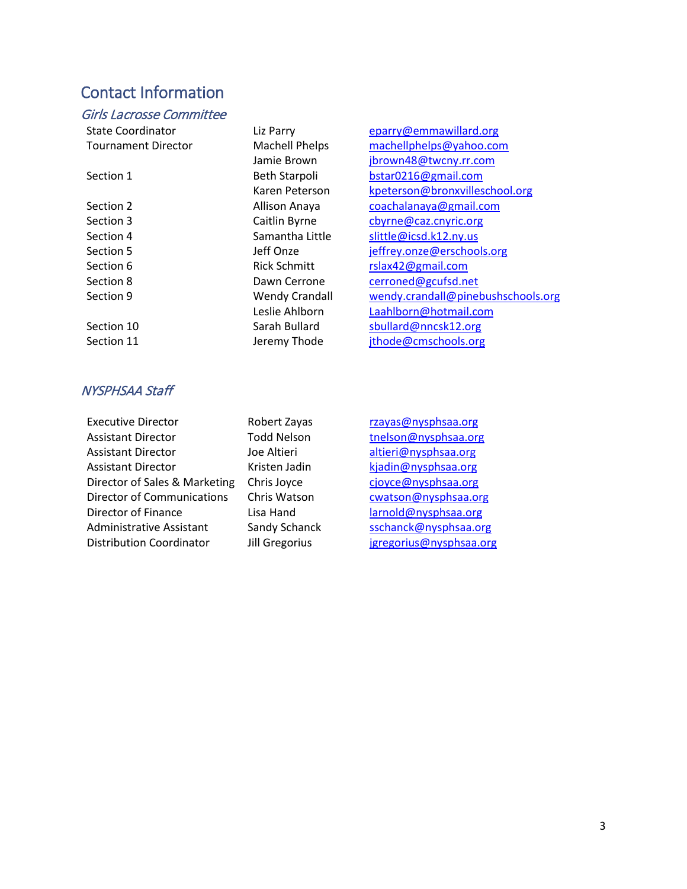# Contact Information

## *Girls Lacrosse Committee*

| | | |
|---|---|---|
| State Coordinator | Liz Parry | eparry@emmawillard.org |
| Tournament Director | Machell Phelps | machellphelps@yahoo.com |
| | Jamie Brown | jbrown48@twcny.rr.com |
| Section 1 | Beth Starpoli | bstar0216@gmail.com |
| | Karen Peterson | kpeterson@bronxvilleschool.org |
| Section 2 | Allison Anaya | coachalanaya@gmail.com |
| Section 3 | Caitlin Byrne | cbyrne@caz.cnyric.org |
| Section 4 | Samantha Little | slittle@icsd.k12.ny.us |
| Section 5 | Jeff Onze | jeffrey.onze@erschools.org |
| Section 6 | Rick Schmitt | rslax42@gmail.com |
| Section 8 | Dawn Cerrone | cerroned@gcufsd.net |
| Section 9 | Wendy Crandall | wendy.crandall@pinebushschools.org |
| | Leslie Ahlborn | Laahlborn@hotmail.com |
| Section 10 | Sarah Bullard | sbullard@nncsk12.org |
| Section 11 | Jeremy Thode | jthode@cmschools.org |

## *NYSPHSAA Staff*

| | | |
|---|---|---|
| Executive Director | Robert Zayas | rzayas@nysphsaa.org |
| Assistant Director | Todd Nelson | tnelson@nysphsaa.org |
| Assistant Director | Joe Altieri | altieri@nysphsaa.org |
| Assistant Director | Kristen Jadin | kjadin@nysphsaa.org |
| Director of Sales & Marketing | Chris Joyce | cjoyce@nysphsaa.org |
| Director of Communications | Chris Watson | cwatson@nysphsaa.org |
| Director of Finance | Lisa Hand | larnold@nysphsaa.org |
| Administrative Assistant | Sandy Schanck | sschanck@nysphsaa.org |
| Distribution Coordinator | Jill Gregorius | jgregorius@nysphsaa.org |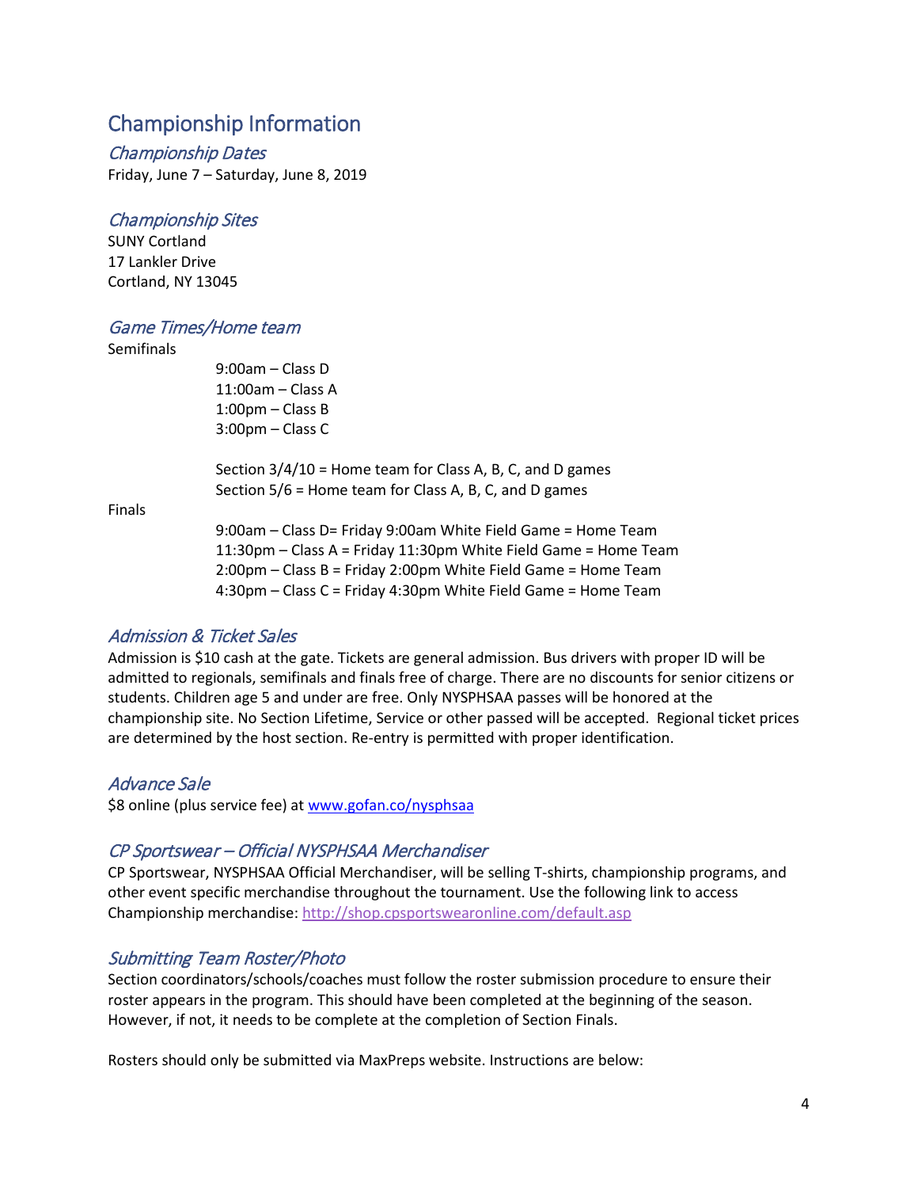# Championship Information

### *Championship Dates*

Friday, June 7 – Saturday, June 8, 2019

### *Championship Sites*

SUNY Cortland
17 Lankler Drive
Cortland, NY 13045

### *Game Times/Home team*

Semifinals

9:00am – Class D
11:00am – Class A
1:00pm – Class B
3:00pm – Class C

Section 3/4/10 = Home team for Class A, B, C, and D games
Section 5/6 = Home team for Class A, B, C, and D games

Finals

9:00am – Class D= Friday 9:00am White Field Game = Home Team
11:30pm – Class A = Friday 11:30pm White Field Game = Home Team
2:00pm – Class B = Friday 2:00pm White Field Game = Home Team
4:30pm – Class C = Friday 4:30pm White Field Game = Home Team

### *Admission & Ticket Sales*

Admission is $10 cash at the gate. Tickets are general admission. Bus drivers with proper ID will be admitted to regionals, semifinals and finals free of charge. There are no discounts for senior citizens or students. Children age 5 and under are free. Only NYSPHSAA passes will be honored at the championship site. No Section Lifetime, Service or other passed will be accepted. Regional ticket prices are determined by the host section. Re-entry is permitted with proper identification.

### *Advance Sale*

$8 online (plus service fee) at [www.gofan.co/nysphsaa](www.gofan.co/nysphsaa)

### *CP Sportswear – Official NYSPHSAA Merchandiser*

CP Sportswear, NYSPHSAA Official Merchandiser, will be selling T-shirts, championship programs, and other event specific merchandise throughout the tournament. Use the following link to access Championship merchandise: [http://shop.cpsportswearonline.com/default.asp](http://shop.cpsportswearonline.com/default.asp)

### *Submitting Team Roster/Photo*

Section coordinators/schools/coaches must follow the roster submission procedure to ensure their roster appears in the program. This should have been completed at the beginning of the season. However, if not, it needs to be complete at the completion of Section Finals.

Rosters should only be submitted via MaxPreps website. Instructions are below: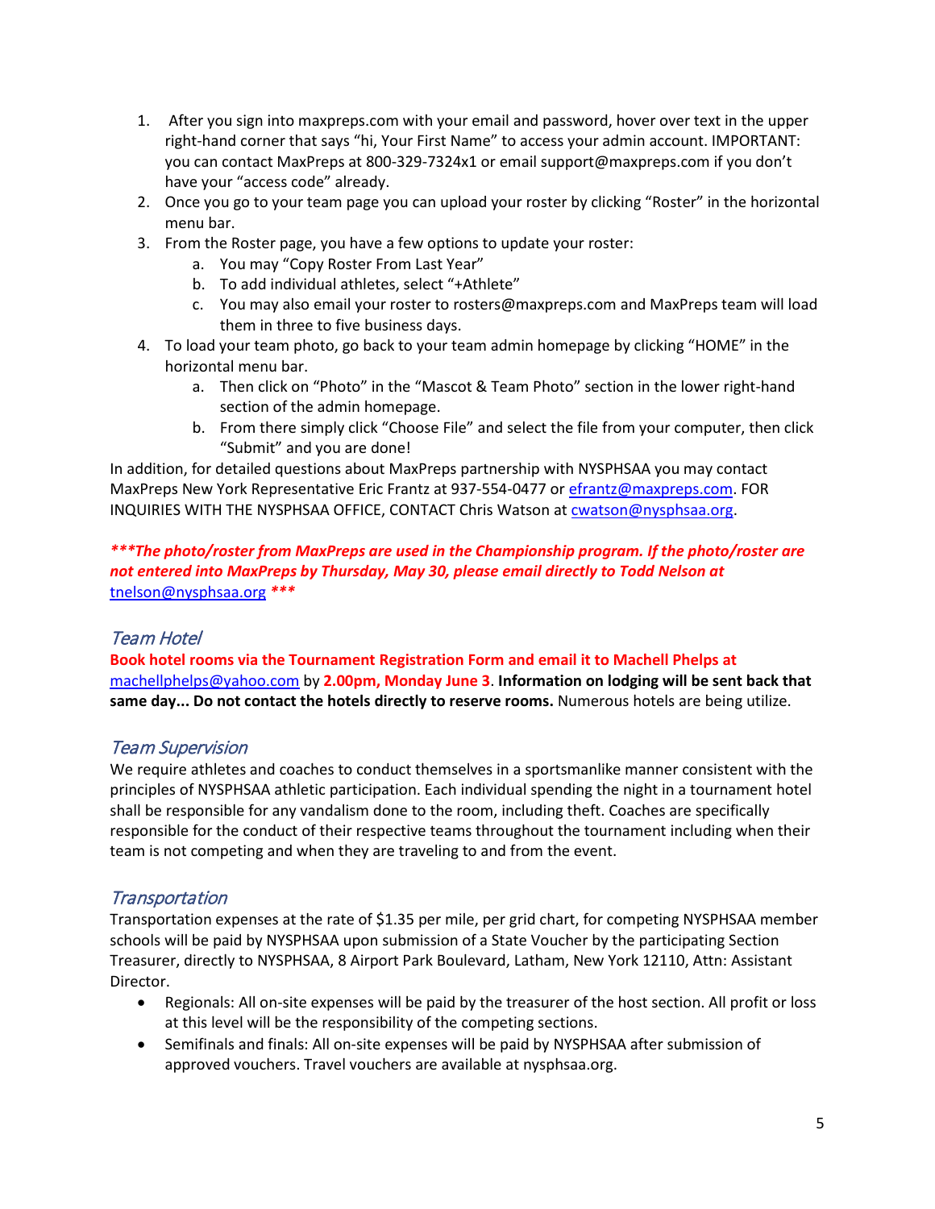1. After you sign into maxpreps.com with your email and password, hover over text in the upper right-hand corner that says “hi, Your First Name” to access your admin account. IMPORTANT: you can contact MaxPreps at 800-329-7324x1 or email support@maxpreps.com if you don’t have your “access code” already.
2. Once you go to your team page you can upload your roster by clicking “Roster” in the horizontal menu bar.
3. From the Roster page, you have a few options to update your roster:
   a. You may “Copy Roster From Last Year”
   b. To add individual athletes, select “+Athlete”
   c. You may also email your roster to rosters@maxpreps.com and MaxPreps team will load them in three to five business days.
4. To load your team photo, go back to your team admin homepage by clicking “HOME” in the horizontal menu bar.
   a. Then click on “Photo” in the “Mascot & Team Photo” section in the lower right-hand section of the admin homepage.
   b. From there simply click “Choose File” and select the file from your computer, then click “Submit” and you are done!

In addition, for detailed questions about MaxPreps partnership with NYSPHSAA you may contact MaxPreps New York Representative Eric Frantz at 937-554-0477 or efrantz@maxpreps.com. FOR INQUIRIES WITH THE NYSPHSAA OFFICE, CONTACT Chris Watson at cwatson@nysphsaa.org.

***The photo/roster from MaxPreps are used in the Championship program. If the photo/roster are not entered into MaxPreps by Thursday, May 30, please email directly to Todd Nelson at tnelson@nysphsaa.org ***

## Team Hotel

**Book hotel rooms via the Tournament Registration Form and email it to Machell Phelps at** machellphelps@yahoo.com by **2.00pm, Monday June 3**. **Information on lodging will be sent back that same day... Do not contact the hotels directly to reserve rooms.** Numerous hotels are being utilize.

## Team Supervision

We require athletes and coaches to conduct themselves in a sportsmanlike manner consistent with the principles of NYSPHSAA athletic participation. Each individual spending the night in a tournament hotel shall be responsible for any vandalism done to the room, including theft. Coaches are specifically responsible for the conduct of their respective teams throughout the tournament including when their team is not competing and when they are traveling to and from the event.

## Transportation

Transportation expenses at the rate of $1.35 per mile, per grid chart, for competing NYSPHSAA member schools will be paid by NYSPHSAA upon submission of a State Voucher by the participating Section Treasurer, directly to NYSPHSAA, 8 Airport Park Boulevard, Latham, New York 12110, Attn: Assistant Director.

- Regionals: All on-site expenses will be paid by the treasurer of the host section. All profit or loss at this level will be the responsibility of the competing sections.
- Semifinals and finals: All on-site expenses will be paid by NYSPHSAA after submission of approved vouchers. Travel vouchers are available at nysphsaa.org.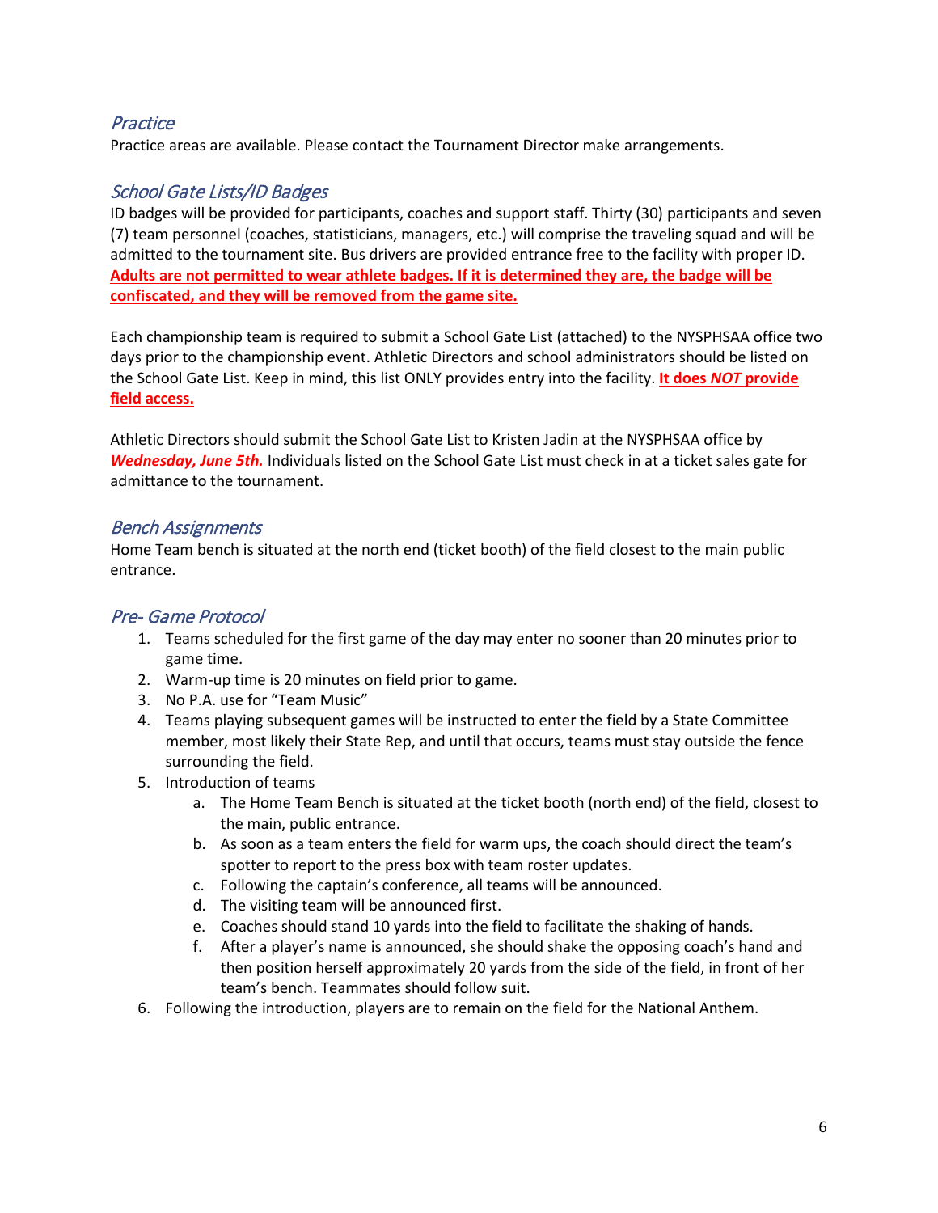## *Practice*

Practice areas are available. Please contact the Tournament Director make arrangements.

## *School Gate Lists/ID Badges*

ID badges will be provided for participants, coaches and support staff. Thirty (30) participants and seven (7) team personnel (coaches, statisticians, managers, etc.) will comprise the traveling squad and will be admitted to the tournament site. Bus drivers are provided entrance free to the facility with proper ID. **Adults are not permitted to wear athlete badges. If it is determined they are, the badge will be confiscated, and they will be removed from the game site.**

Each championship team is required to submit a School Gate List (attached) to the NYSPHSAA office two days prior to the championship event. Athletic Directors and school administrators should be listed on the School Gate List. Keep in mind, this list ONLY provides entry into the facility. **It does *NOT* provide field access.**

Athletic Directors should submit the School Gate List to Kristen Jadin at the NYSPHSAA office by ***Wednesday, June 5th.*** Individuals listed on the School Gate List must check in at a ticket sales gate for admittance to the tournament.

## *Bench Assignments*

Home Team bench is situated at the north end (ticket booth) of the field closest to the main public entrance.

## *Pre- Game Protocol*

1. Teams scheduled for the first game of the day may enter no sooner than 20 minutes prior to game time.
2. Warm-up time is 20 minutes on field prior to game.
3. No P.A. use for "Team Music"
4. Teams playing subsequent games will be instructed to enter the field by a State Committee member, most likely their State Rep, and until that occurs, teams must stay outside the fence surrounding the field.
5. Introduction of teams
   a. The Home Team Bench is situated at the ticket booth (north end) of the field, closest to the main, public entrance.
   b. As soon as a team enters the field for warm ups, the coach should direct the team's spotter to report to the press box with team roster updates.
   c. Following the captain's conference, all teams will be announced.
   d. The visiting team will be announced first.
   e. Coaches should stand 10 yards into the field to facilitate the shaking of hands.
   f. After a player's name is announced, she should shake the opposing coach's hand and then position herself approximately 20 yards from the side of the field, in front of her team's bench. Teammates should follow suit.
6. Following the introduction, players are to remain on the field for the National Anthem.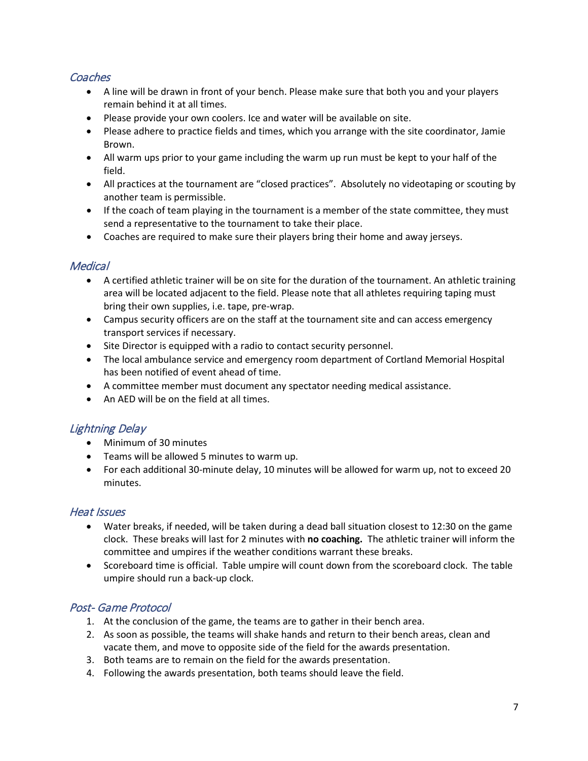## *Coaches*

- A line will be drawn in front of your bench. Please make sure that both you and your players remain behind it at all times.
- Please provide your own coolers. Ice and water will be available on site.
- Please adhere to practice fields and times, which you arrange with the site coordinator, Jamie Brown.
- All warm ups prior to your game including the warm up run must be kept to your half of the field.
- All practices at the tournament are "closed practices". Absolutely no videotaping or scouting by another team is permissible.
- If the coach of team playing in the tournament is a member of the state committee, they must send a representative to the tournament to take their place.
- Coaches are required to make sure their players bring their home and away jerseys.

## *Medical*

- A certified athletic trainer will be on site for the duration of the tournament. An athletic training area will be located adjacent to the field. Please note that all athletes requiring taping must bring their own supplies, i.e. tape, pre-wrap.
- Campus security officers are on the staff at the tournament site and can access emergency transport services if necessary.
- Site Director is equipped with a radio to contact security personnel.
- The local ambulance service and emergency room department of Cortland Memorial Hospital has been notified of event ahead of time.
- A committee member must document any spectator needing medical assistance.
- An AED will be on the field at all times.

## *Lightning Delay*

- Minimum of 30 minutes
- Teams will be allowed 5 minutes to warm up.
- For each additional 30-minute delay, 10 minutes will be allowed for warm up, not to exceed 20 minutes.

## *Heat Issues*

- Water breaks, if needed, will be taken during a dead ball situation closest to 12:30 on the game clock. These breaks will last for 2 minutes with **no coaching.** The athletic trainer will inform the committee and umpires if the weather conditions warrant these breaks.
- Scoreboard time is official. Table umpire will count down from the scoreboard clock. The table umpire should run a back-up clock.

## *Post- Game Protocol*

1. At the conclusion of the game, the teams are to gather in their bench area.
2. As soon as possible, the teams will shake hands and return to their bench areas, clean and vacate them, and move to opposite side of the field for the awards presentation.
3. Both teams are to remain on the field for the awards presentation.
4. Following the awards presentation, both teams should leave the field.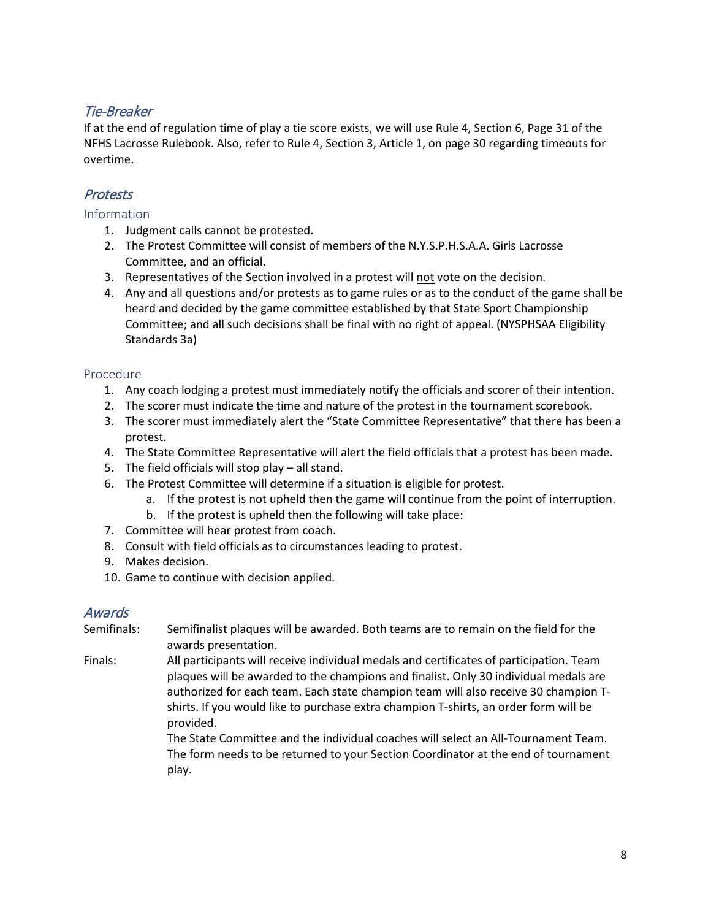## *Tie-Breaker*

If at the end of regulation time of play a tie score exists, we will use Rule 4, Section 6, Page 31 of the NFHS Lacrosse Rulebook. Also, refer to Rule 4, Section 3, Article 1, on page 30 regarding timeouts for overtime.

## *Protests*

### Information

1. Judgment calls cannot be protested.
2. The Protest Committee will consist of members of the N.Y.S.P.H.S.A.A. Girls Lacrosse Committee, and an official.
3. Representatives of the Section involved in a protest will <u>not</u> vote on the decision.
4. Any and all questions and/or protests as to game rules or as to the conduct of the game shall be heard and decided by the game committee established by that State Sport Championship Committee; and all such decisions shall be final with no right of appeal. (NYSPHSAA Eligibility Standards 3a)

### Procedure

1. Any coach lodging a protest must immediately notify the officials and scorer of their intention.
2. The scorer <u>must</u> indicate the <u>time</u> and <u>nature</u> of the protest in the tournament scorebook.
3. The scorer must immediately alert the "State Committee Representative" that there has been a protest.
4. The State Committee Representative will alert the field officials that a protest has been made.
5. The field officials will stop play – all stand.
6. The Protest Committee will determine if a situation is eligible for protest.
    a. If the protest is not upheld then the game will continue from the point of interruption.
    b. If the protest is upheld then the following will take place:
7. Committee will hear protest from coach.
8. Consult with field officials as to circumstances leading to protest.
9. Makes decision.
10. Game to continue with decision applied.

## *Awards*

Semifinals: Semifinalist plaques will be awarded. Both teams are to remain on the field for the awards presentation.

Finals: All participants will receive individual medals and certificates of participation. Team plaques will be awarded to the champions and finalist. Only 30 individual medals are authorized for each team. Each state champion team will also receive 30 champion T-shirts. If you would like to purchase extra champion T-shirts, an order form will be provided.

The State Committee and the individual coaches will select an All-Tournament Team. The form needs to be returned to your Section Coordinator at the end of tournament play.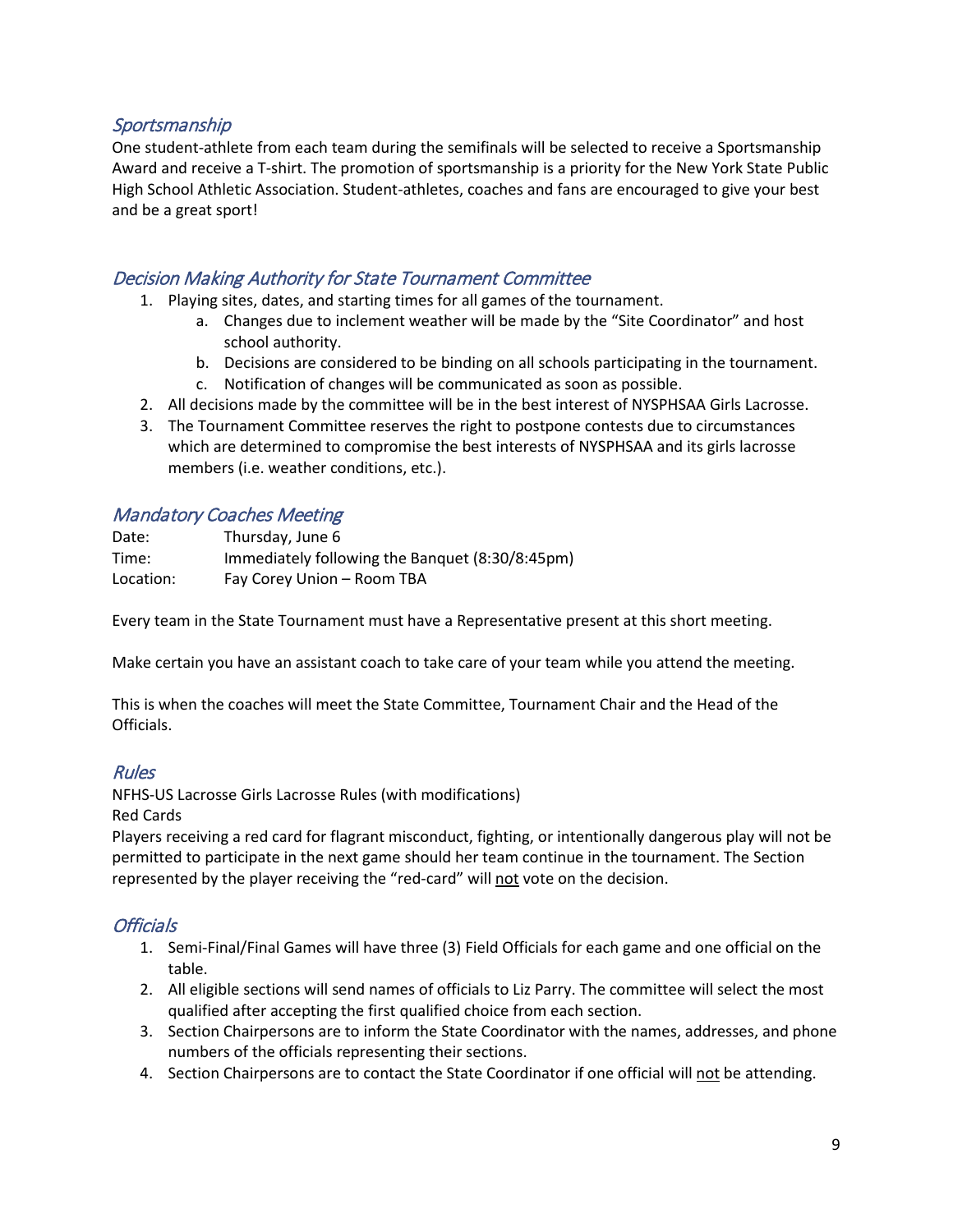## *Sportsmanship*

One student-athlete from each team during the semifinals will be selected to receive a Sportsmanship Award and receive a T-shirt. The promotion of sportsmanship is a priority for the New York State Public High School Athletic Association. Student-athletes, coaches and fans are encouraged to give your best and be a great sport!

## *Decision Making Authority for State Tournament Committee*

1. Playing sites, dates, and starting times for all games of the tournament.
   a. Changes due to inclement weather will be made by the "Site Coordinator" and host school authority.
   b. Decisions are considered to be binding on all schools participating in the tournament.
   c. Notification of changes will be communicated as soon as possible.
2. All decisions made by the committee will be in the best interest of NYSPHSAA Girls Lacrosse.
3. The Tournament Committee reserves the right to postpone contests due to circumstances which are determined to compromise the best interests of NYSPHSAA and its girls lacrosse members (i.e. weather conditions, etc.).

## *Mandatory Coaches Meeting*

Date: Thursday, June 6
Time: Immediately following the Banquet (8:30/8:45pm)
Location: Fay Corey Union – Room TBA

Every team in the State Tournament must have a Representative present at this short meeting.

Make certain you have an assistant coach to take care of your team while you attend the meeting.

This is when the coaches will meet the State Committee, Tournament Chair and the Head of the Officials.

## *Rules*

NFHS-US Lacrosse Girls Lacrosse Rules (with modifications)
Red Cards
Players receiving a red card for flagrant misconduct, fighting, or intentionally dangerous play will not be permitted to participate in the next game should her team continue in the tournament. The Section represented by the player receiving the "red-card" will <u>not</u> vote on the decision.

## *Officials*

1. Semi-Final/Final Games will have three (3) Field Officials for each game and one official on the table.
2. All eligible sections will send names of officials to Liz Parry. The committee will select the most qualified after accepting the first qualified choice from each section.
3. Section Chairpersons are to inform the State Coordinator with the names, addresses, and phone numbers of the officials representing their sections.
4. Section Chairpersons are to contact the State Coordinator if one official will <u>not</u> be attending.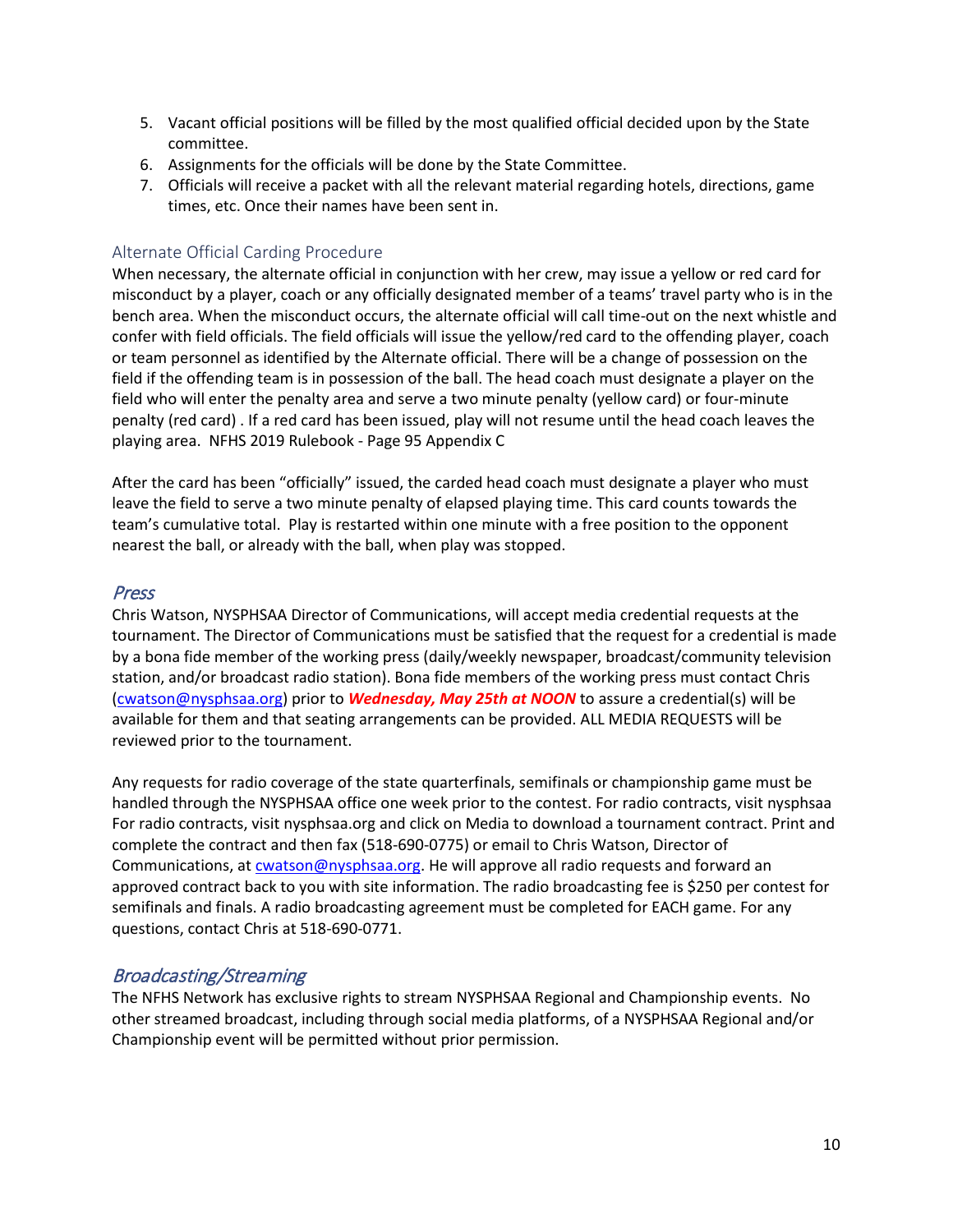5. Vacant official positions will be filled by the most qualified official decided upon by the State committee.
6. Assignments for the officials will be done by the State Committee.
7. Officials will receive a packet with all the relevant material regarding hotels, directions, game times, etc. Once their names have been sent in.

### Alternate Official Carding Procedure

When necessary, the alternate official in conjunction with her crew, may issue a yellow or red card for misconduct by a player, coach or any officially designated member of a teams' travel party who is in the bench area. When the misconduct occurs, the alternate official will call time-out on the next whistle and confer with field officials. The field officials will issue the yellow/red card to the offending player, coach or team personnel as identified by the Alternate official. There will be a change of possession on the field if the offending team is in possession of the ball. The head coach must designate a player on the field who will enter the penalty area and serve a two minute penalty (yellow card) or four-minute penalty (red card) . If a red card has been issued, play will not resume until the head coach leaves the playing area. NFHS 2019 Rulebook - Page 95 Appendix C

After the card has been "officially" issued, the carded head coach must designate a player who must leave the field to serve a two minute penalty of elapsed playing time. This card counts towards the team's cumulative total. Play is restarted within one minute with a free position to the opponent nearest the ball, or already with the ball, when play was stopped.

## *Press*

Chris Watson, NYSPHSAA Director of Communications, will accept media credential requests at the tournament. The Director of Communications must be satisfied that the request for a credential is made by a bona fide member of the working press (daily/weekly newspaper, broadcast/community television station, and/or broadcast radio station). Bona fide members of the working press must contact Chris (cwatson@nysphsaa.org) prior to ***Wednesday, May 25th at NOON*** to assure a credential(s) will be available for them and that seating arrangements can be provided. ALL MEDIA REQUESTS will be reviewed prior to the tournament.

Any requests for radio coverage of the state quarterfinals, semifinals or championship game must be handled through the NYSPHSAA office one week prior to the contest. For radio contracts, visit nysphsaa For radio contracts, visit nysphsaa.org and click on Media to download a tournament contract. Print and complete the contract and then fax (518-690-0775) or email to Chris Watson, Director of Communications, at cwatson@nysphsaa.org. He will approve all radio requests and forward an approved contract back to you with site information. The radio broadcasting fee is $250 per contest for semifinals and finals. A radio broadcasting agreement must be completed for EACH game. For any questions, contact Chris at 518-690-0771.

## *Broadcasting/Streaming*

The NFHS Network has exclusive rights to stream NYSPHSAA Regional and Championship events. No other streamed broadcast, including through social media platforms, of a NYSPHSAA Regional and/or Championship event will be permitted without prior permission.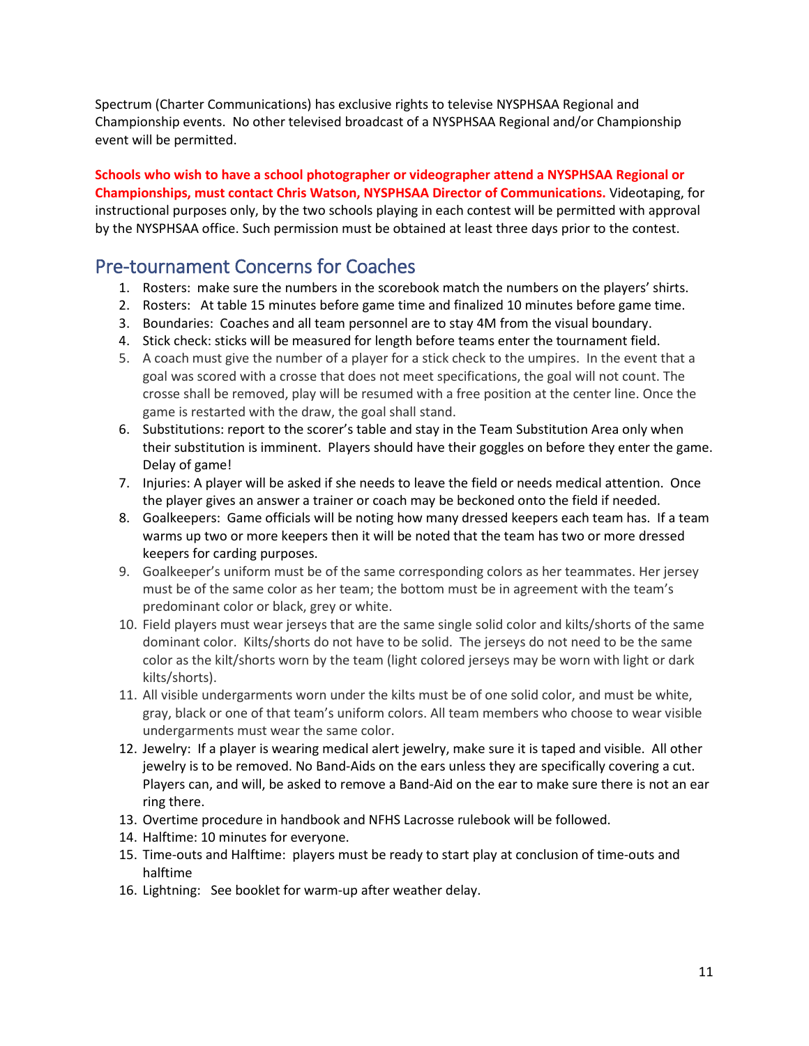Spectrum (Charter Communications) has exclusive rights to televise NYSPHSAA Regional and Championship events. No other televised broadcast of a NYSPHSAA Regional and/or Championship event will be permitted.

**Schools who wish to have a school photographer or videographer attend a NYSPHSAA Regional or Championships, must contact Chris Watson, NYSPHSAA Director of Communications.** Videotaping, for instructional purposes only, by the two schools playing in each contest will be permitted with approval by the NYSPHSAA office. Such permission must be obtained at least three days prior to the contest.

## Pre-tournament Concerns for Coaches

1. Rosters: make sure the numbers in the scorebook match the numbers on the players' shirts.
2. Rosters: At table 15 minutes before game time and finalized 10 minutes before game time.
3. Boundaries: Coaches and all team personnel are to stay 4M from the visual boundary.
4. Stick check: sticks will be measured for length before teams enter the tournament field.
5. A coach must give the number of a player for a stick check to the umpires. In the event that a goal was scored with a crosse that does not meet specifications, the goal will not count. The crosse shall be removed, play will be resumed with a free position at the center line. Once the game is restarted with the draw, the goal shall stand.
6. Substitutions: report to the scorer's table and stay in the Team Substitution Area only when their substitution is imminent. Players should have their goggles on before they enter the game. Delay of game!
7. Injuries: A player will be asked if she needs to leave the field or needs medical attention. Once the player gives an answer a trainer or coach may be beckoned onto the field if needed.
8. Goalkeepers: Game officials will be noting how many dressed keepers each team has. If a team warms up two or more keepers then it will be noted that the team has two or more dressed keepers for carding purposes.
9. Goalkeeper's uniform must be of the same corresponding colors as her teammates. Her jersey must be of the same color as her team; the bottom must be in agreement with the team's predominant color or black, grey or white.
10. Field players must wear jerseys that are the same single solid color and kilts/shorts of the same dominant color. Kilts/shorts do not have to be solid. The jerseys do not need to be the same color as the kilt/shorts worn by the team (light colored jerseys may be worn with light or dark kilts/shorts).
11. All visible undergarments worn under the kilts must be of one solid color, and must be white, gray, black or one of that team's uniform colors. All team members who choose to wear visible undergarments must wear the same color.
12. Jewelry: If a player is wearing medical alert jewelry, make sure it is taped and visible. All other jewelry is to be removed. No Band-Aids on the ears unless they are specifically covering a cut. Players can, and will, be asked to remove a Band-Aid on the ear to make sure there is not an ear ring there.
13. Overtime procedure in handbook and NFHS Lacrosse rulebook will be followed.
14. Halftime: 10 minutes for everyone.
15. Time-outs and Halftime: players must be ready to start play at conclusion of time-outs and halftime
16. Lightning: See booklet for warm-up after weather delay.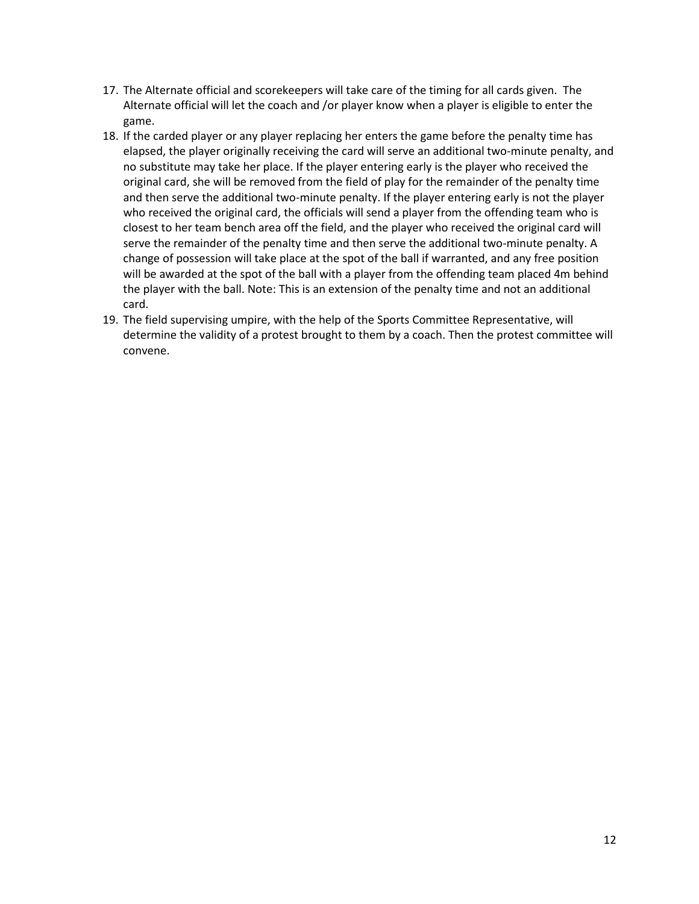17. The Alternate official and scorekeepers will take care of the timing for all cards given. The Alternate official will let the coach and /or player know when a player is eligible to enter the game.
18. If the carded player or any player replacing her enters the game before the penalty time has elapsed, the player originally receiving the card will serve an additional two-minute penalty, and no substitute may take her place. If the player entering early is the player who received the original card, she will be removed from the field of play for the remainder of the penalty time and then serve the additional two-minute penalty. If the player entering early is not the player who received the original card, the officials will send a player from the offending team who is closest to her team bench area off the field, and the player who received the original card will serve the remainder of the penalty time and then serve the additional two-minute penalty. A change of possession will take place at the spot of the ball if warranted, and any free position will be awarded at the spot of the ball with a player from the offending team placed 4m behind the player with the ball. Note: This is an extension of the penalty time and not an additional card.
19. The field supervising umpire, with the help of the Sports Committee Representative, will determine the validity of a protest brought to them by a coach. Then the protest committee will convene.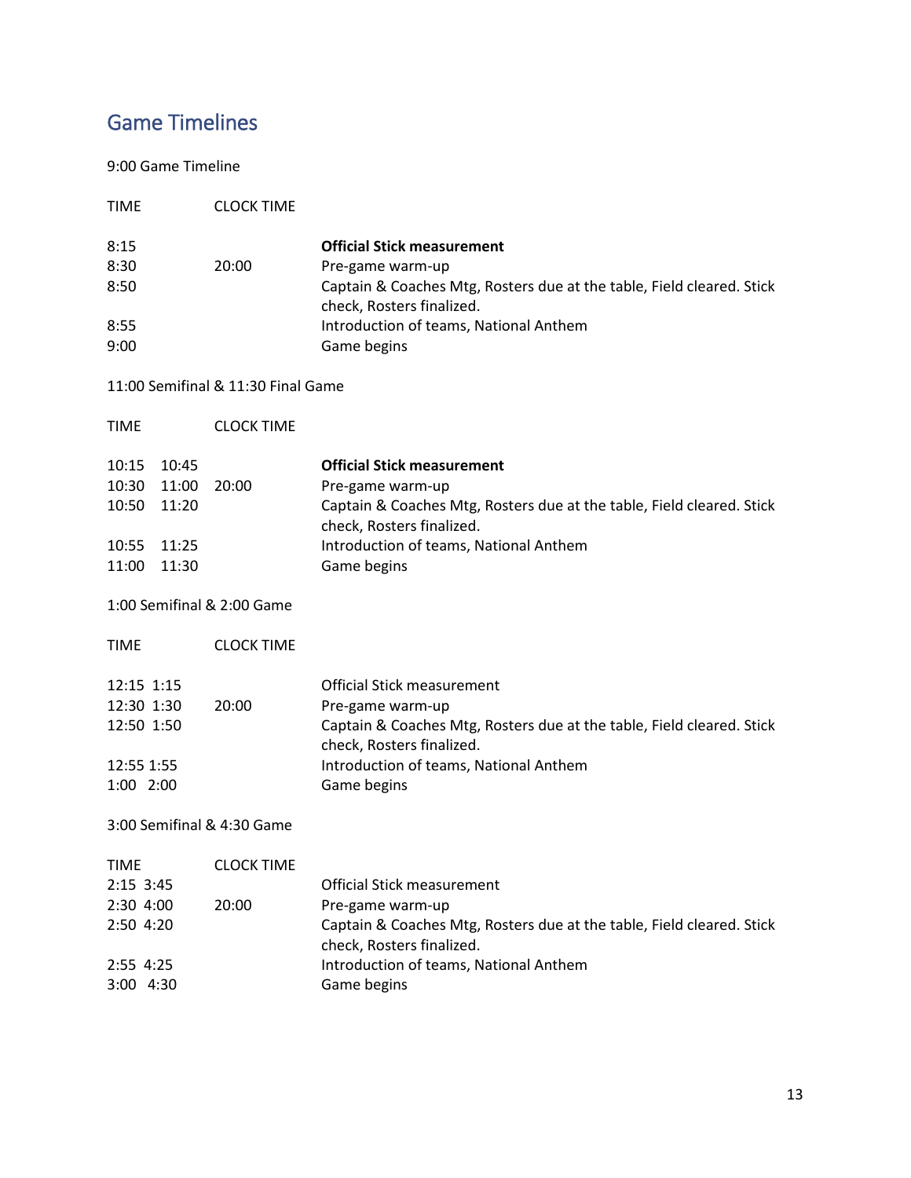## Game Timelines

9:00 Game Timeline

| TIME | CLOCK TIME | |
|---|---|---|
| 8:15 | | **Official Stick measurement** |
| 8:30 | 20:00 | Pre-game warm-up |
| 8:50 | | Captain & Coaches Mtg, Rosters due at the table, Field cleared. Stick check, Rosters finalized. |
| 8:55 | | Introduction of teams, National Anthem |
| 9:00 | | Game begins |

11:00 Semifinal & 11:30 Final Game

| TIME | | CLOCK TIME | |
|---|---|---|---|
| 10:15 | 10:45 | | **Official Stick measurement** |
| 10:30 | 11:00 | 20:00 | Pre-game warm-up |
| 10:50 | 11:20 | | Captain & Coaches Mtg, Rosters due at the table, Field cleared. Stick check, Rosters finalized. |
| 10:55 | 11:25 | | Introduction of teams, National Anthem |
| 11:00 | 11:30 | | Game begins |

1:00 Semifinal & 2:00 Game

| TIME | | CLOCK TIME | |
|---|---|---|---|
| 12:15 | 1:15 | | Official Stick measurement |
| 12:30 | 1:30 | 20:00 | Pre-game warm-up |
| 12:50 | 1:50 | | Captain & Coaches Mtg, Rosters due at the table, Field cleared. Stick check, Rosters finalized. |
| 12:55 | 1:55 | | Introduction of teams, National Anthem |
| 1:00 | 2:00 | | Game begins |

3:00 Semifinal & 4:30 Game

| TIME | | CLOCK TIME | |
|---|---|---|---|
| 2:15 | 3:45 | | Official Stick measurement |
| 2:30 | 4:00 | 20:00 | Pre-game warm-up |
| 2:50 | 4:20 | | Captain & Coaches Mtg, Rosters due at the table, Field cleared. Stick check, Rosters finalized. |
| 2:55 | 4:25 | | Introduction of teams, National Anthem |
| 3:00 | 4:30 | | Game begins |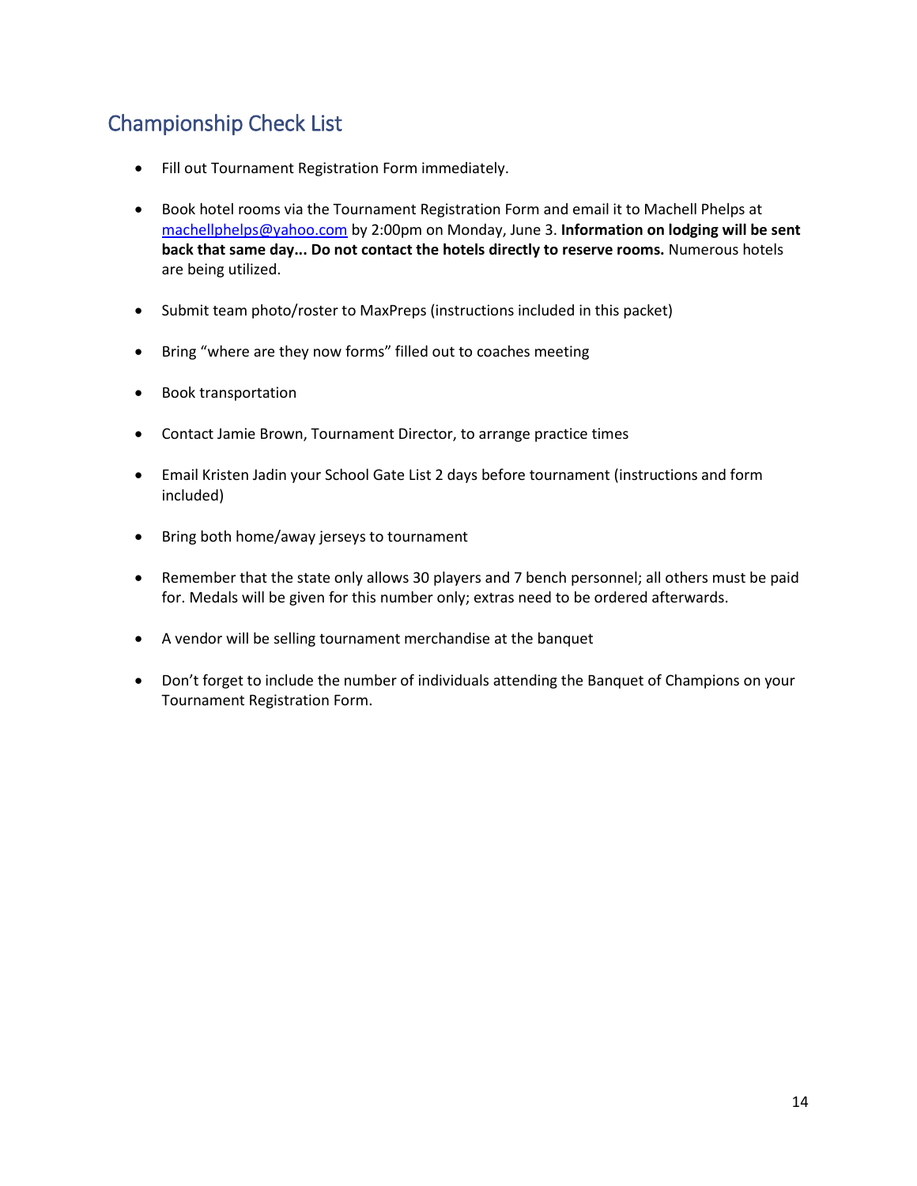## Championship Check List

- Fill out Tournament Registration Form immediately.
- Book hotel rooms via the Tournament Registration Form and email it to Machell Phelps at machellphelps@yahoo.com by 2:00pm on Monday, June 3. **Information on lodging will be sent back that same day... Do not contact the hotels directly to reserve rooms.** Numerous hotels are being utilized.
- Submit team photo/roster to MaxPreps (instructions included in this packet)
- Bring "where are they now forms" filled out to coaches meeting
- Book transportation
- Contact Jamie Brown, Tournament Director, to arrange practice times
- Email Kristen Jadin your School Gate List 2 days before tournament (instructions and form included)
- Bring both home/away jerseys to tournament
- Remember that the state only allows 30 players and 7 bench personnel; all others must be paid for. Medals will be given for this number only; extras need to be ordered afterwards.
- A vendor will be selling tournament merchandise at the banquet
- Don't forget to include the number of individuals attending the Banquet of Champions on your Tournament Registration Form.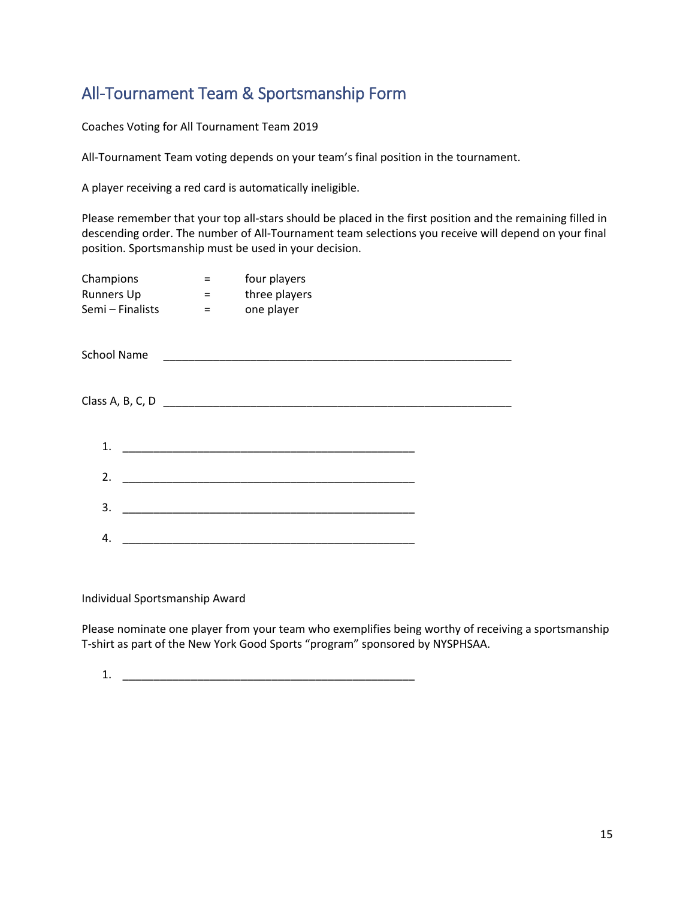## All-Tournament Team & Sportsmanship Form

Coaches Voting for All Tournament Team 2019

All-Tournament Team voting depends on your team's final position in the tournament.

A player receiving a red card is automatically ineligible.

Please remember that your top all-stars should be placed in the first position and the remaining filled in descending order. The number of All-Tournament team selections you receive will depend on your final position. Sportsmanship must be used in your decision.

| | | |
|---|---|---|
| Champions | = | four players |
| Runners Up | = | three players |
| Semi – Finalists | = | one player |

School Name ___________________________________________________________

Class A, B, C, D ___________________________________________________________

1. ___________________________________________________
2. ___________________________________________________
3. ___________________________________________________
4. ___________________________________________________

Individual Sportsmanship Award

Please nominate one player from your team who exemplifies being worthy of receiving a sportsmanship T-shirt as part of the New York Good Sports "program" sponsored by NYSPHSAA.

1. ___________________________________________________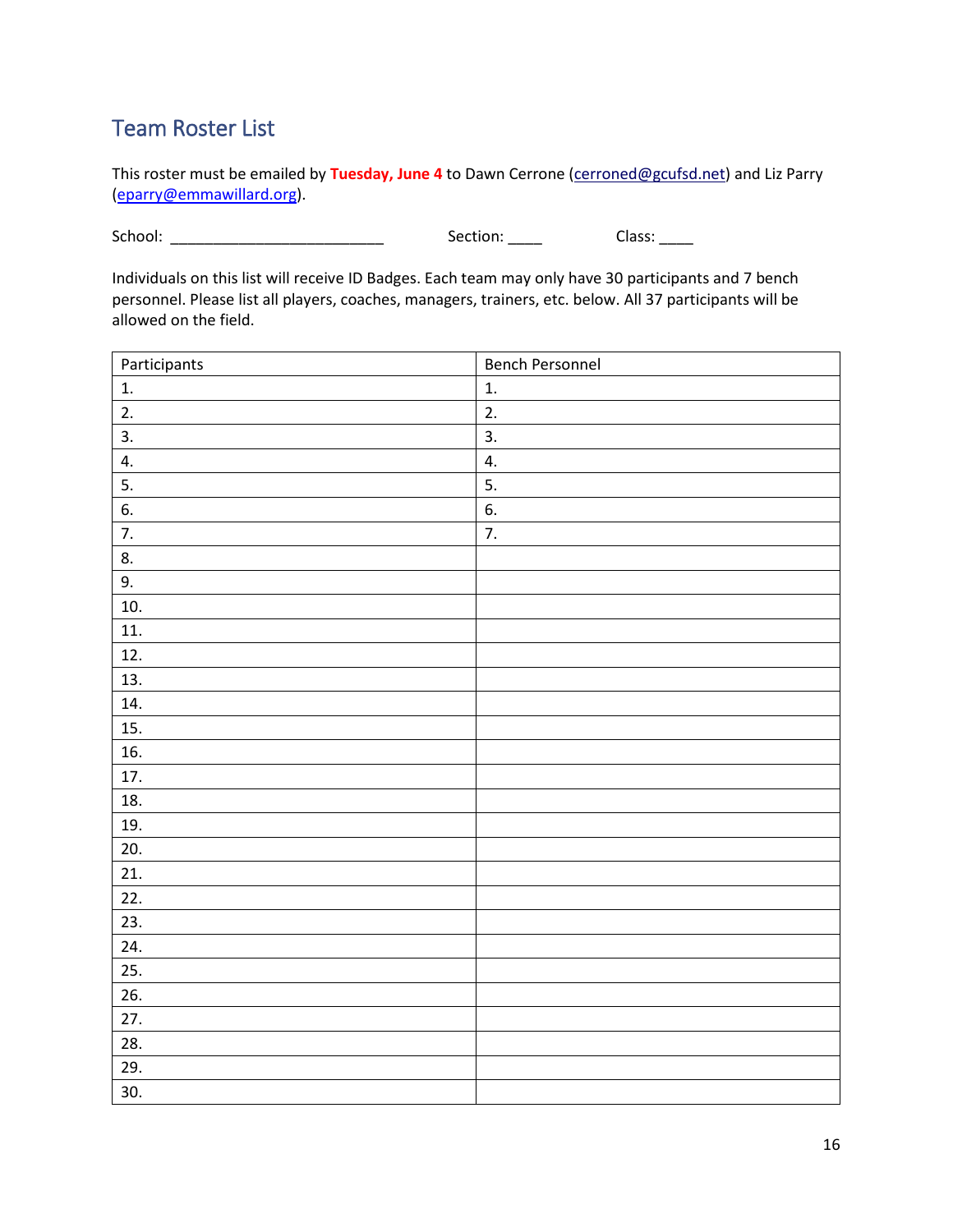## Team Roster List

This roster must be emailed by **Tuesday, June 4** to Dawn Cerrone (cerroned@gcufsd.net) and Liz Parry (eparry@emmawillard.org).

School: _________________________ Section: ____ Class: ____

Individuals on this list will receive ID Badges. Each team may only have 30 participants and 7 bench personnel. Please list all players, coaches, managers, trainers, etc. below. All 37 participants will be allowed on the field.

| Participants | Bench Personnel |
|---|---|
| 1. | 1. |
| 2. | 2. |
| 3. | 3. |
| 4. | 4. |
| 5. | 5. |
| 6. | 6. |
| 7. | 7. |
| 8. | |
| 9. | |
| 10. | |
| 11. | |
| 12. | |
| 13. | |
| 14. | |
| 15. | |
| 16. | |
| 17. | |
| 18. | |
| 19. | |
| 20. | |
| 21. | |
| 22. | |
| 23. | |
| 24. | |
| 25. | |
| 26. | |
| 27. | |
| 28. | |
| 29. | |
| 30. | |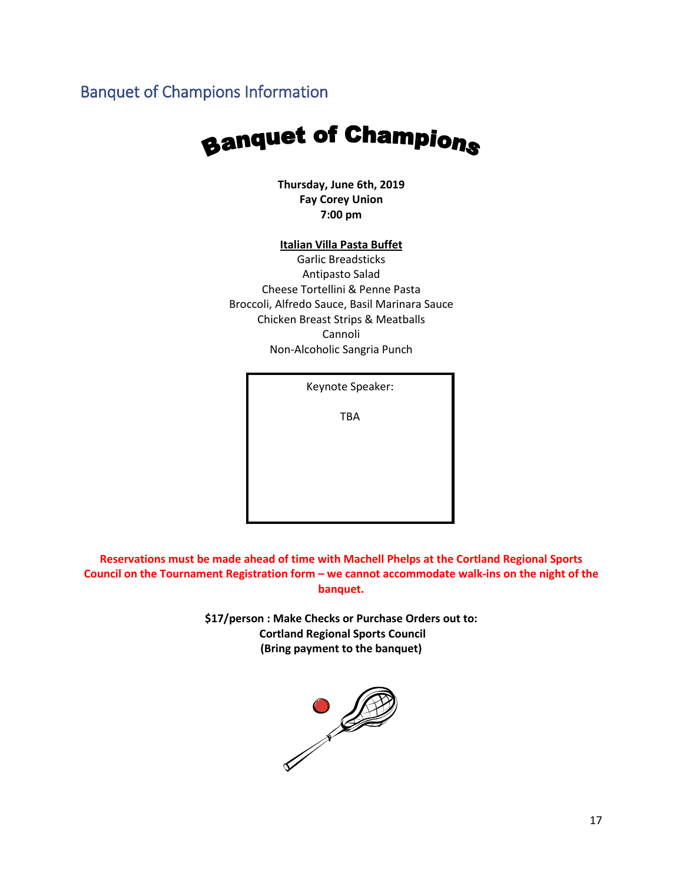## Banquet of Champions Information

# Banquet of Champions

**Thursday, June 6th, 2019**
**Fay Corey Union**
**7:00 pm**

**Italian Villa Pasta Buffet**

Garlic Breadsticks
Antipasto Salad
Cheese Tortellini & Penne Pasta
Broccoli, Alfredo Sauce, Basil Marinara Sauce
Chicken Breast Strips & Meatballs
Cannoli
Non-Alcoholic Sangria Punch

Keynote Speaker:

TBA

**Reservations must be made ahead of time with Machell Phelps at the Cortland Regional Sports Council on the Tournament Registration form – we cannot accommodate walk-ins on the night of the banquet.**

**$17/person : Make Checks or Purchase Orders out to:**
**Cortland Regional Sports Council**
**(Bring payment to the banquet)**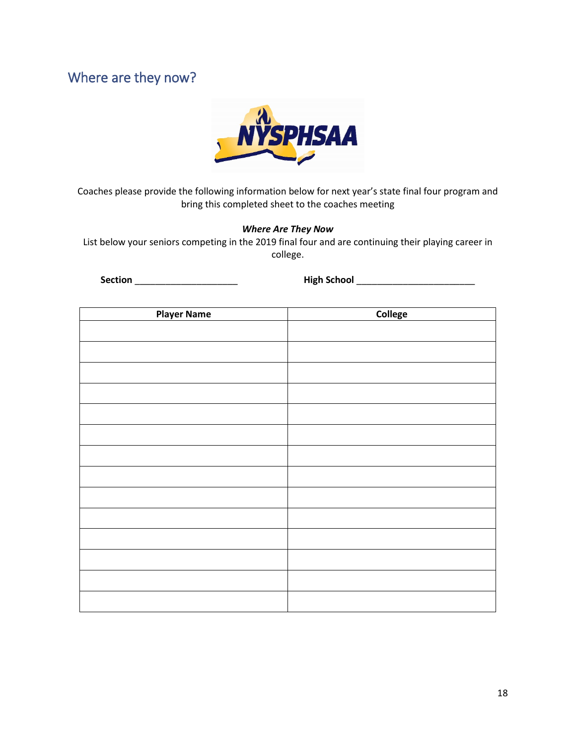## Where are they now?

Coaches please provide the following information below for next year's state final four program and bring this completed sheet to the coaches meeting

***Where Are They Now***

List below your seniors competing in the 2019 final four and are continuing their playing career in college.

**Section** ____________________ **High School** ______________________

| Player Name | College |
|---|---|
| | |
| | |
| | |
| | |
| | |
| | |
| | |
| | |
| | |
| | |
| | |
| | |
| | |
| | |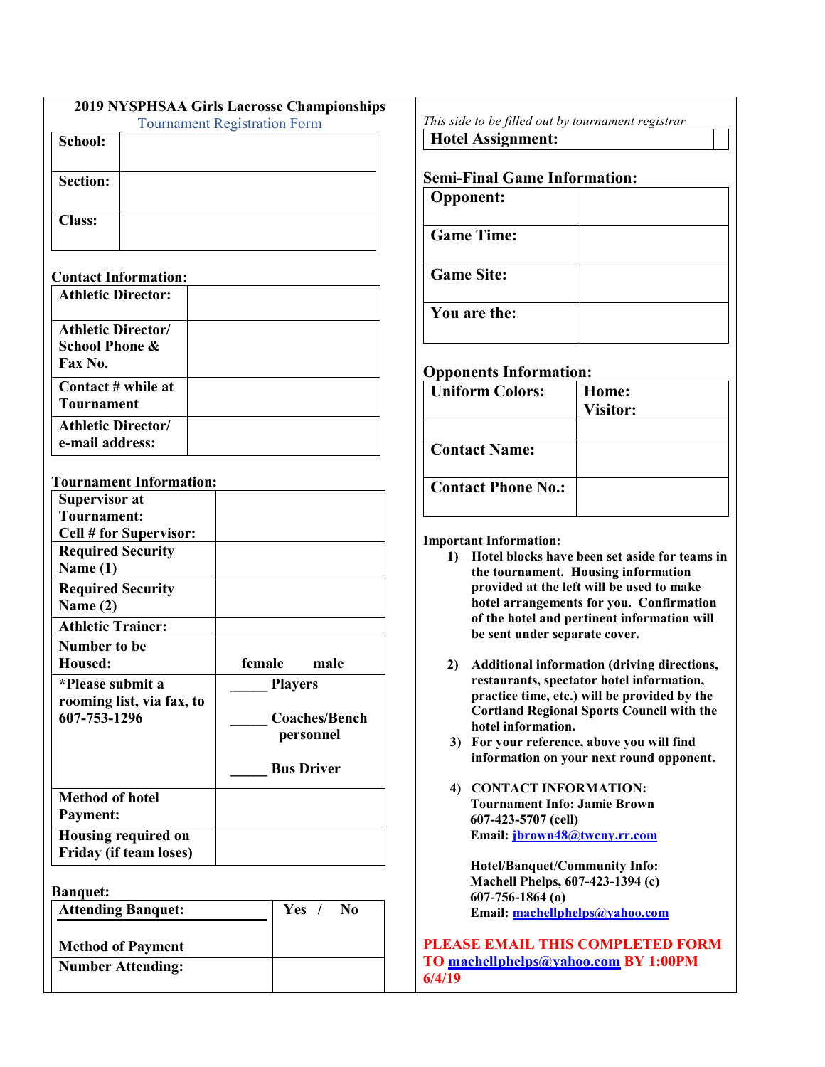# 2019 NYSPHSAA Girls Lacrosse Championships

Tournament Registration Form

| | |
|---|---|
| **School:** | |
| **Section:** | |
| **Class:** | |

**Contact Information:**

| | |
|---|---|
| **Athletic Director:** | |
| **Athletic Director/ School Phone & Fax No.** | |
| **Contact # while at Tournament** | |
| **Athletic Director/ e-mail address:** | |

**Tournament Information:**

| | |
|---|---|
| **Supervisor at Tournament: Cell # for Supervisor:** | |
| **Required Security Name (1)** | |
| **Required Security Name (2)** | |
| **Athletic Trainer:** | |
| **Number to be Housed:** | **female male** |
| ***Please submit a rooming list, via fax, to 607-753-1296** | **_____ Players**<br>**_____ Coaches/Bench personnel**<br>**_____ Bus Driver** |
| **Method of hotel Payment:** | |
| **Housing required on Friday (if team loses)** | |

**Banquet:**

| | |
|---|---|
| **Attending Banquet:**<br>**Method of Payment** | **Yes / No** |
| **Number Attending:** | |

*This side to be filled out by tournament registrar*

| | |
|---|---|
| **Hotel Assignment:** | |

**Semi-Final Game Information:**

| | |
|---|---|
| **Opponent:** | |
| **Game Time:** | |
| **Game Site:** | |
| **You are the:** | |

**Opponents Information:**

| | |
|---|---|
| **Uniform Colors:** | **Home:**<br>**Visitor:** |
| | |
| **Contact Name:** | |
| **Contact Phone No.:** | |

**Important Information:**

1) **Hotel blocks have been set aside for teams in the tournament. Housing information provided at the left will be used to make hotel arrangements for you. Confirmation of the hotel and pertinent information will be sent under separate cover.**
2) **Additional information (driving directions, restaurants, spectator hotel information, practice time, etc.) will be provided by the Cortland Regional Sports Council with the hotel information.**
3) **For your reference, above you will find information on your next round opponent.**
4) **CONTACT INFORMATION:**
   **Tournament Info: Jamie Brown**
   **607-423-5707 (cell)**
   **Email: jbrown48@twcny.rr.com**

   **Hotel/Banquet/Community Info:**
   **Machell Phelps, 607-423-1394 (c)**
   **607-756-1864 (o)**
   **Email: machellphelps@yahoo.com**

**PLEASE EMAIL THIS COMPLETED FORM TO machellphelps@yahoo.com BY 1:00PM 6/4/19**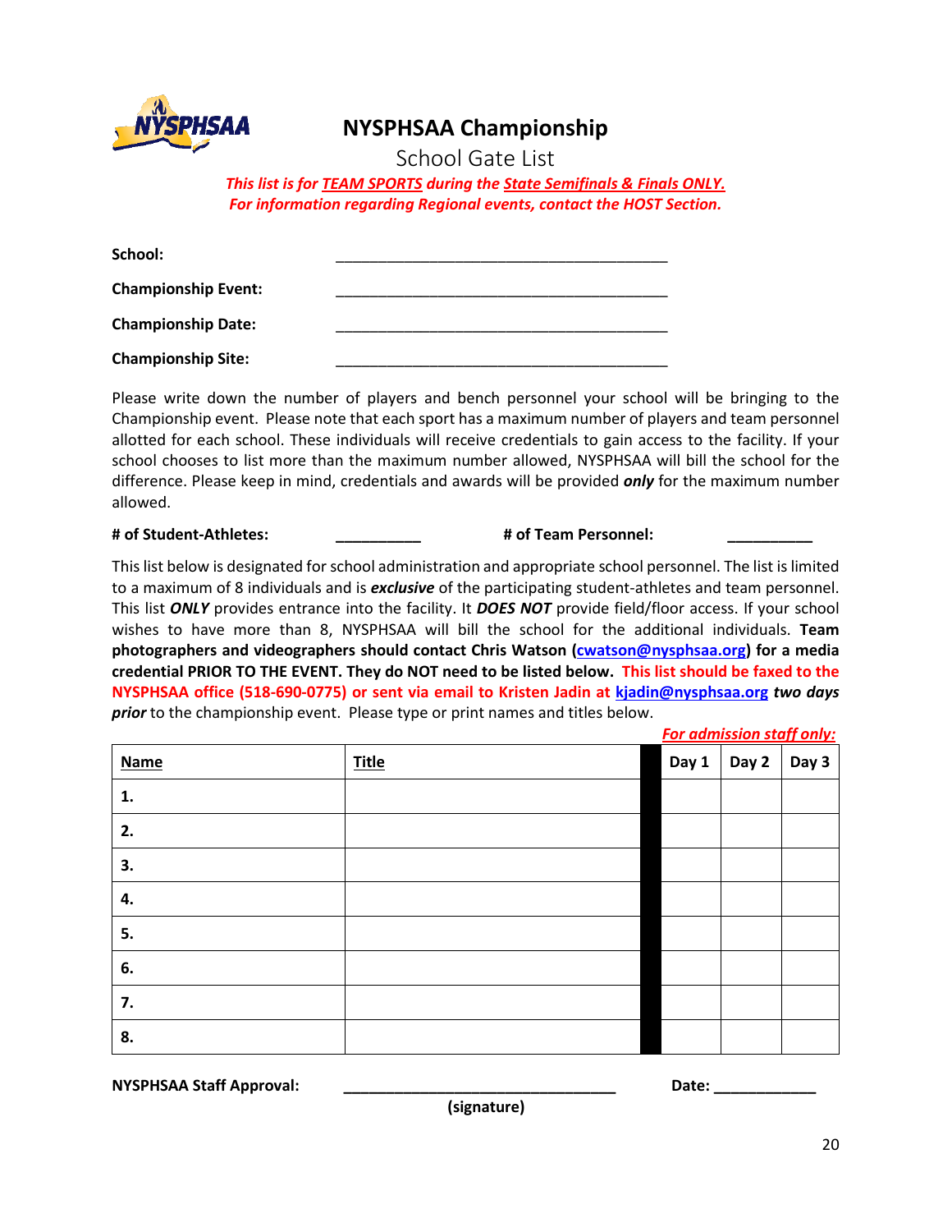# NYSPHSAA Championship

School Gate List

***This list is for TEAM SPORTS during the State Semifinals & Finals ONLY.***
***For information regarding Regional events, contact the HOST Section.***

**School:** ________________________________________

**Championship Event:** ________________________________________

**Championship Date:** ________________________________________

**Championship Site:** ________________________________________

Please write down the number of players and bench personnel your school will be bringing to the Championship event. Please note that each sport has a maximum number of players and team personnel allotted for each school. These individuals will receive credentials to gain access to the facility. If your school chooses to list more than the maximum number allowed, NYSPHSAA will bill the school for the difference. Please keep in mind, credentials and awards will be provided ***only*** for the maximum number allowed.

**# of Student-Athletes:** __________ **# of Team Personnel:** __________

This list below is designated for school administration and appropriate school personnel. The list is limited to a maximum of 8 individuals and is ***exclusive*** of the participating student-athletes and team personnel. This list ***ONLY*** provides entrance into the facility. It ***DOES NOT*** provide field/floor access. If your school wishes to have more than 8, NYSPHSAA will bill the school for the additional individuals. **Team photographers and videographers should contact Chris Watson (cwatson@nysphsaa.org) for a media credential PRIOR TO THE EVENT. They do NOT need to be listed below. This list should be faxed to the NYSPHSAA office (518-690-0775) or sent via email to Kristen Jadin at kjadin@nysphsaa.org** ***two days prior*** to the championship event. Please type or print names and titles below.

***For admission staff only:***

| Name | Title | | Day 1 | Day 2 | Day 3 |
|---|---|---|---|---|---|
| **1.** | | | | | |
| **2.** | | | | | |
| **3.** | | | | | |
| **4.** | | | | | |
| **5.** | | | | | |
| **6.** | | | | | |
| **7.** | | | | | |
| **8.** | | | | | |

**NYSPHSAA Staff Approval:** ________________________________ **Date:** ____________
**(signature)**